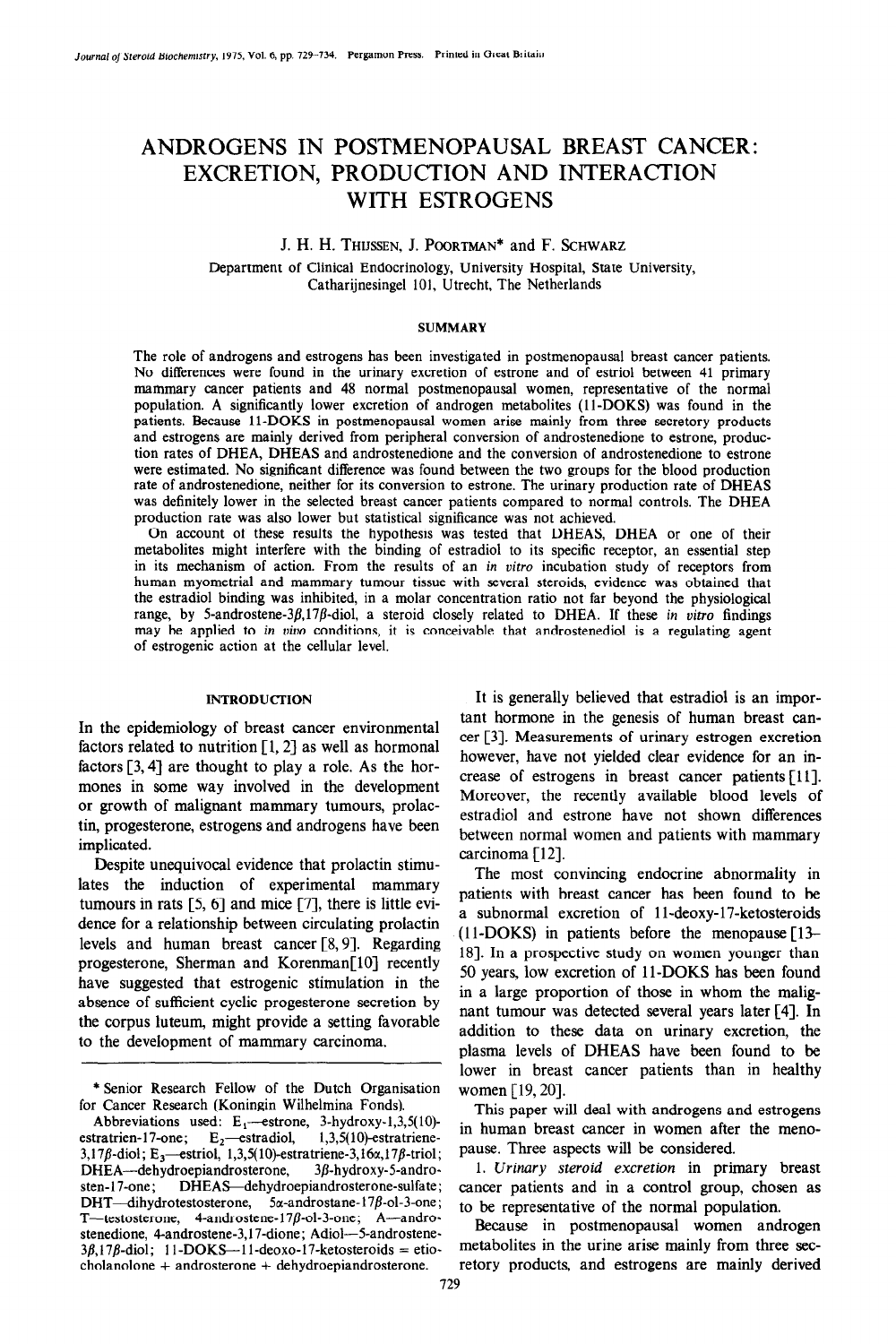# ANDROGENS IN POSTMENOPAUSAL BREAST CANCER: EXCRETION, PRODUCTION AND INTERACTION WITH ESTROGENS

J. H. H. THIJSSEN, J. POORTMAN* and F. SCHWARZ

Department of Clinical Endocrinology, University Hospital, State University, Catharijnesingel 101, Utrecht, The Netherlands

## SUMMARY

The role of androgens and estrogens has been investigated in postmenopausal breast cancer patients. No differences were found in the urinary excretion of estrone and of estriol between 41 primary mammary cancer patients and 48 normal postmenopausal women, representative of the normal population. A significantly lower excretion of androgen metabolites (11-DOKS) was found in the patients. Because 11-DOKS in postmenopausal women arise mainly from three secretory products and estrogens are mainly derived from peripheral conversion of androstenedione to estrone, production rates of DHEA, DHEAS and androstenedione and the conversion of androstenedione to estrone were estimated. No significant difference was found between the two groups for the blood production rate of androstenedione, neither for its conversion to estrone. The urinary production rate of DHEAS was definitely lower in the selected breast cancer patients compared to normal controls. The DHEA production rate was also lower but statistical significance was not achieved.

On account of these results the hypothesis was tested that DHEAS, DHEA or one of their metabolites might interfere with the binding of estradiol to its specific receptor, an essential step in its mechanism of action. From the results of an *in vitro* incubation study of receptors from human myometrial and mammary tumour tissue with several steroids, evidence was obtained that the estradiol binding was inhibited, in a molar concentration ratio not far beyond the physiological range, by 5-androstene-3β,17β-diol, a steroid closely related to DHEA. If these *in vitro* findings may be applied to *in vivo* conditions, it is conceivable that androstenediol is a regulating agent of estrogenic action at the cellular level.

## INTRODUCTION

In the epidemiology of breast cancer environmental factors related to nutrition [1, 2] as well as hormonal factors [3, 4] are thought to play a role. As the hormones in some way involved in the development or growth of malignant mammary tumours, prolactin, progesterone, estrogens and androgens have been implicated.

Despite unequivocal evidence that prolactin stimulates the induction of experimental mammary tumours in rats [5, 6] and mice [7], there is little evidence for a relationship between circulating prolactin levels and human breast cancer [8, 9]. Regarding progesterone, Sherman and Korenman[10] recently have suggested that estrogenic stimulation in the absence of sufficient cyclic progesterone secretion by the corpus luteum, might provide a setting favorable to the development of mammary carcinoma.

It is generally believed that estradiol is an important hormone in the genesis of human breast cancer [3]. Measurements of urinary estrogen excretion however, have not yielded clear evidence for an increase of estrogens in breast cancer patients [11]. Moreover, the recently available blood levels of estradiol and estrone have not shown differences between normal women and patients with mammary carcinoma [12].

The most convincing endocrine abnormality in patients with breast cancer has been found to be a subnormal excretion of 11-deoxy-17-ketosteroids (11-DOKS) in patients before the menopause [13–18]. In a prospective study on women younger than 50 years, low excretion of 11-DOKS has been found in a large proportion of those in whom the malignant tumour was detected several years later [4]. In addition to these data on urinary excretion, the plasma levels of DHEAS have been found to be lower in breast cancer patients than in healthy women [19, 20].

This paper will deal with androgens and estrogens in human breast cancer in women after the menopause. Three aspects will be considered.

1. *Urinary steroid excretion* in primary breast cancer patients and in a control group, chosen as to be representative of the normal population.

Because in postmenopausal women androgen metabolites in the urine arise mainly from three secretory products, and estrogens are mainly derived

---

\* Senior Research Fellow of the Dutch Organisation for Cancer Research (Koningin Wilhelmina Fonds).

Abbreviations used: $E_1$—estrone, 3-hydroxy-1,3,5(10)-estratrien-17-one; $E_2$—estradiol, 1,3,5(10)-estratriene-3,17β-diol; $E_3$—estriol, 1,3,5(10)-estratriene-3,16α,17β-triol; DHEA—dehydroepiandrosterone, 3β-hydroxy-5-androsten-17-one; DHEAS—dehydroepiandrosterone-sulfate; DHT—dihydrotestosterone, 5α-androstane-17β-ol-3-one; T—testosterone, 4-androstene-17β-ol-3-one; A—androstenedione, 4-androstene-3,17-dione; Adiol—5-androstene-3β,17β-diol; 11-DOKS—11-deoxo-17-ketosteroids = etiocholanolone + androsterone + dehydroepiandrosterone.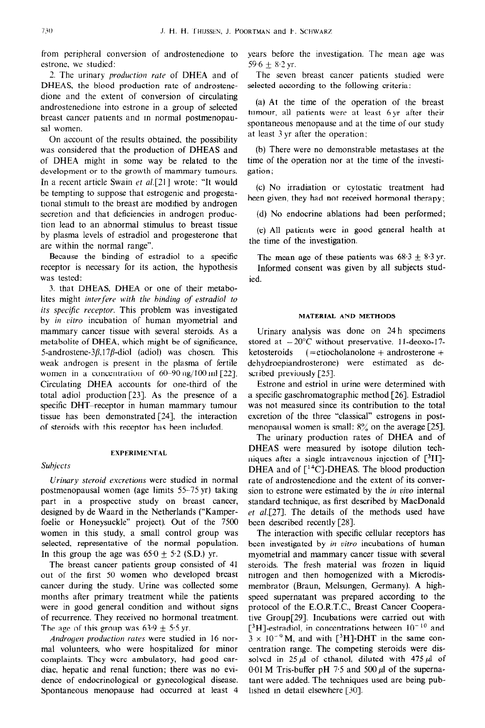from peripheral conversion of androstenedione to estrone, we studied:

2. The urinary *production rate* of DHEA and of DHEAS, the blood production rate of androstenedione and the extent of conversion of circulating androstenedione into estrone in a group of selected breast cancer patients and in normal postmenopausal women.

On account of the results obtained, the possibility was considered that the production of DHEAS and of DHEA might in some way be related to the development or to the growth of mammary tumours. In a recent article Swain *et al.*[21] wrote: "It would be tempting to suppose that estrogenic and progestational stimuli to the breast are modified by androgen secretion and that deficiencies in androgen production lead to an abnormal stimulus to breast tissue by plasma levels of estradiol and progesterone that are within the normal range".

Because the binding of estradiol to a specific receptor is necessary for its action, the hypothesis was tested:

3. that DHEAS, DHEA or one of their metabolites might *interfere with the binding of estradiol to its specific receptor.* This problem was investigated by *in vitro* incubation of human myometrial and mammary cancer tissue with several steroids. As a metabolite of DHEA, which might be of significance, 5-androstene-3$\beta$,17$\beta$-diol (adiol) was chosen. This weak androgen is present in the plasma of fertile women in a concentration of 60–90 ng/100 ml [22]. Circulating DHEA accounts for one-third of the total adiol production [23]. As the presence of a specific DHT-receptor in human mammary tumour tissue has been demonstrated [24], the interaction of steroids with this receptor has been included.

## EXPERIMENTAL

### *Subjects*

*Urinary steroid excretions* were studied in normal postmenopausal women (age limits 55–75 yr) taking part in a prospective study on breast cancer, designed by de Waard in the Netherlands ("Kamperfoelie or Honeysuckle" project). Out of the 7500 women in this study, a small control group was selected, representative of the normal population. In this group the age was 65·0 ± 5·2 (S.D.) yr.

The breast cancer patients group consisted of 41 out of the first 50 women who developed breast cancer during the study. Urine was collected some months after primary treatment while the patients were in good general condition and without signs of recurrence. They received no hormonal treatment. The age of this group was 63·9 ± 5·5 yr.

*Androgen production rates* were studied in 16 normal volunteers, who were hospitalized for minor complaints. They were ambulatory, had good cardiac, hepatic and renal function; there was no evidence of endocrinological or gynecological disease. Spontaneous menopause had occurred at least 4 years before the investigation. The mean age was 59·6 ± 8·2 yr.

The seven breast cancer patients studied were selected according to the following criteria:

(a) At the time of the operation of the breast tumour, all patients were at least 6 yr after their spontaneous menopause and at the time of our study at least 3 yr after the operation;

(b) There were no demonstrable metastases at the time of the operation nor at the time of the investigation;

(c) No irradiation or cytostatic treatment had been given, they had not received hormonal therapy;

(d) No endocrine ablations had been performed;

(e) All patients were in good general health at the time of the investigation.

The mean age of these patients was 68·3 ± 8·3 yr. Informed consent was given by all subjects studied.

## MATERIAL AND METHODS

Urinary analysis was done on 24 h specimens stored at −20°C without preservative. 11-deoxo-17-ketosteroids (=etiocholanolone + androsterone + dehydroepiandrosterone) were estimated as described previously [25].

Estrone and estriol in urine were determined with a specific gaschromatographic method [26]. Estradiol was not measured since its contribution to the total excretion of the three "classical" estrogens in postmenopausal women is small: 8% on the average [25].

The urinary production rates of DHEA and of DHEAS were measured by isotope dilution techniques after a single intravenous injection of [$^3$H]-DHEA and of [$^{14}$C]-DHEAS. The blood production rate of androstenedione and the extent of its conversion to estrone were estimated by the *in vivo* internal standard technique, as first described by MacDonald *et al.*[27]. The details of the methods used have been described recently [28].

The interaction with specific cellular receptors has been investigated by *in vitro* incubations of human myometrial and mammary cancer tissue with several steroids. The fresh material was frozen in liquid nitrogen and then homogenized with a Microdismembrator (Braun, Melsungen, Germany). A high-speed supernatant was prepared according to the protocol of the E.O.R.T.C., Breast Cancer Cooperative Group[29]. Incubations were carried out with [$^3$H]-estradiol, in concentrations between $10^{-10}$ and $3 \times 10^{-9}$ M, and with [$^3$H]-DHT in the same concentration range. The competing steroids were dissolved in 25 $\mu$l of ethanol, diluted with 475 $\mu$l of 0·01 M Tris-buffer pH 7·5 and 500 $\mu$l of the supernatant were added. The techniques used are being published in detail elsewhere [30].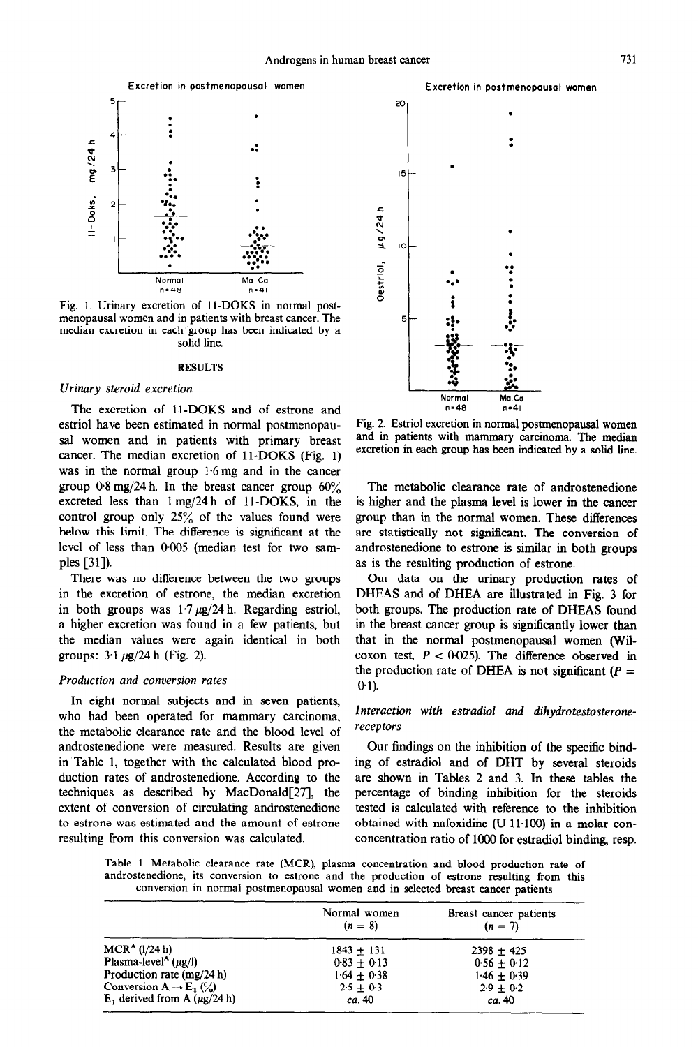Fig. 1. Urinary excretion of 11-DOKS in normal postmenopausal women and in patients with breast cancer. The median excretion in each group has been indicated by a solid line.

## RESULTS

### *Urinary steroid excretion*

The excretion of 11-DOKS and of estrone and estriol have been estimated in normal postmenopausal women and in patients with primary breast cancer. The median excretion of 11-DOKS (Fig. 1) was in the normal group 1·6 mg and in the cancer group 0·8 mg/24 h. In the breast cancer group 60% excreted less than 1 mg/24 h of 11-DOKS, in the control group only 25% of the values found were below this limit. The difference is significant at the level of less than 0·005 (median test for two samples [31]).

There was no difference between the two groups in the excretion of estrone, the median excretion in both groups was 1·7 μg/24 h. Regarding estriol, a higher excretion was found in a few patients, but the median values were again identical in both groups: 3·1 μg/24 h (Fig. 2).

### *Production and conversion rates*

In eight normal subjects and in seven patients, who had been operated for mammary carcinoma, the metabolic clearance rate and the blood level of androstenedione were measured. Results are given in Table 1, together with the calculated blood production rates of androstenedione. According to the techniques as described by MacDonald[27], the extent of conversion of circulating androstenedione to estrone was estimated and the amount of estrone resulting from this conversion was calculated.

Fig. 2. Estriol excretion in normal postmenopausal women and in patients with mammary carcinoma. The median excretion in each group has been indicated by a solid line.

The metabolic clearance rate of androstenedione is higher and the plasma level is lower in the cancer group than in the normal women. These differences are statistically not significant. The conversion of androstenedione to estrone is similar in both groups as is the resulting production of estrone.

Our data on the urinary production rates of DHEAS and of DHEA are illustrated in Fig. 3 for both groups. The production rate of DHEAS found in the breast cancer group is significantly lower than that in the normal postmenopausal women (Wilcoxon test, $P < 0{\cdot}025$). The difference observed in the production rate of DHEA is not significant ($P = 0{\cdot}1$).

### *Interaction with estradiol and dihydrotestosterone-receptors*

Our findings on the inhibition of the specific binding of estradiol and of DHT by several steroids are shown in Tables 2 and 3. In these tables the percentage of binding inhibition for the steroids tested is calculated with reference to the inhibition obtained with nafoxidine (U 11·100) in a molar concentration ratio of 1000 for estradiol binding, resp.

Table 1. Metabolic clearance rate (MCR), plasma concentration and blood production rate of androstenedione, its conversion to estrone and the production of estrone resulting from this conversion in normal postmenopausal women and in selected breast cancer patients

| | Normal women ($n$ = 8) | Breast cancer patients ($n$ = 7) |
|---|---|---|
| MCR$^A$ (l/24 h) | 1843 ± 131 | 2398 ± 425 |
| Plasma-level$^A$ (μg/l) | 0·83 ± 0·13 | 0·56 ± 0·12 |
| Production rate (mg/24 h) | 1·64 ± 0·38 | 1·46 ± 0·39 |
| Conversion A → $E_1$ (%) | 2·5 ± 0·3 | 2·9 ± 0·2 |
| $E_1$ derived from A (μg/24 h) | *ca.* 40 | *ca.* 40 |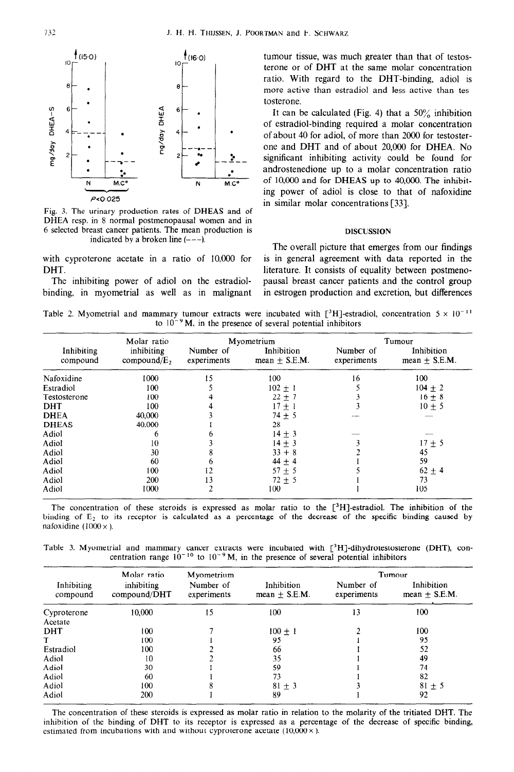Fig. 3. The urinary production rates of DHEAS and of DHEA resp. in 8 normal postmenopausal women and in 6 selected breast cancer patients. The mean production is indicated by a broken line (---).

with cyproterone acetate in a ratio of 10,000 for DHT.

The inhibiting power of adiol on the estradiol-binding, in myometrial as well as in malignant tumour tissue, was much greater than that of testosterone or of DHT at the same molar concentration ratio. With regard to the DHT-binding, adiol is more active than estradiol and less active than testosterone.

It can be calculated (Fig. 4) that a 50% inhibition of estradiol-binding required a molar concentration of about 40 for adiol, of more than 2000 for testosterone and DHT and of about 20,000 for DHEA. No significant inhibiting activity could be found for androstenedione up to a molar concentration ratio of 10,000 and for DHEAS up to 40,000. The inhibiting power of adiol is close to that of nafoxidine in similar molar concentrations [33].

## DISCUSSION

The overall picture that emerges from our findings is in general agreement with data reported in the literature. It consists of equality between postmenopausal breast cancer patients and the control group in estrogen production and excretion, but differences

Table 2. Myometrial and mammary tumour extracts were incubated with [$^3$H]-estradiol, concentration $5 \times 10^{-11}$ to $10^{-9}$ M, in the presence of several potential inhibitors

| Inhibiting compound | Molar ratio inhibiting compound/$E_2$ | Myometrium Number of experiments | Myometrium Inhibition mean ± S.E.M. | Tumour Number of experiments | Tumour Inhibition mean ± S.E.M. |
|---|---|---|---|---|---|
| Nafoxidine | 1000 | 15 | 100 | 16 | 100 |
| Estradiol | 100 | 5 | 102 ± 1 | 5 | 104 ± 2 |
| Testosterone | 100 | 4 | 22 ± 7 | 3 | 16 ± 8 |
| DHT | 100 | 4 | 17 ± 1 | 3 | 10 ± 5 |
| DHEA | 40,000 | 3 | 74 ± 5 | — | — |
| DHEAS | 40,000 | 1 | 28 | | |
| Adiol | 6 | 6 | 14 ± 3 | — | — |
| Adiol | 10 | 3 | 14 ± 3 | 3 | 17 ± 5 |
| Adiol | 30 | 8 | 33 + 8 | 2 | 45 |
| Adiol | 60 | 6 | 44 ± 4 | 1 | 59 |
| Adiol | 100 | 12 | 57 ± 5 | 5 | 62 ± 4 |
| Adiol | 200 | 13 | 72 ± 5 | 1 | 73 |
| Adiol | 1000 | 2 | 100 | 1 | 105 |

The concentration of these steroids is expressed as molar ratio to the [$^3$H]-estradiol. The inhibition of the binding of $E_2$ to its receptor is calculated as a percentage of the decrease of the specific binding caused by nafoxidine (1000 ×).

Table 3. Myometrial and mammary cancer extracts were incubated with [$^3$H]-dihydrotestosterone (DHT), concentration range $10^{-10}$ to $10^{-9}$ M, in the presence of several potential inhibitors

| Inhibiting compound | Molar ratio inhibiting compound/DHT | Myometrium Number of experiments | Myometrium Inhibition mean ± S.E.M. | Tumour Number of experiments | Tumour Inhibition mean ± S.E.M. |
|---|---|---|---|---|---|
| Cyproterone Acetate | 10,000 | 15 | 100 | 13 | 100 |
| DHT | 100 | 7 | 100 ± 1 | 2 | 100 |
| T | 100 | 1 | 95 | 1 | 95 |
| Estradiol | 100 | 2 | 66 | 1 | 52 |
| Adiol | 10 | 2 | 35 | 1 | 49 |
| Adiol | 30 | 1 | 59 | 1 | 74 |
| Adiol | 60 | 1 | 73 | 1 | 82 |
| Adiol | 100 | 8 | 81 ± 3 | 3 | 81 ± 5 |
| Adiol | 200 | 1 | 89 | 1 | 92 |

The concentration of these steroids is expressed as molar ratio in relation to the molarity of the tritiated DHT. The inhibition of the binding of DHT to its receptor is expressed as a percentage of the decrease of specific binding, estimated from incubations with and without cyproterone acetate (10,000 ×).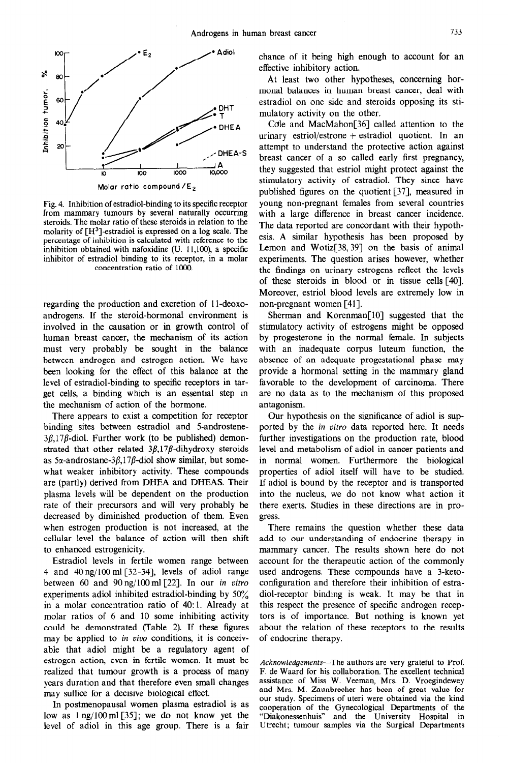Inhibition tumor, %

100

80

60

40

20

E$_2$

Adiol

DHT

T

DHEA

DHEA-S

A

10

100

1000

10,000

Molar ratio compound/E$_2$

Fig. 4. Inhibition of estradiol-binding to its specific receptor from mammary tumours by several naturally occurring steroids. The molar ratio of these steroids in relation to the molarity of [H$^3$]-estradiol is expressed on a log scale. The percentage of inhibition is calculated with reference to the inhibition obtained with nafoxidine (U. 11,100), a specific inhibitor of estradiol binding to its receptor, in a molar concentration ratio of 1000.

regarding the production and excretion of 11-deoxo-androgens. If the steroid-hormonal environment is involved in the causation or in growth control of human breast cancer, the mechanism of its action must very probably be sought in the balance between androgen and estrogen action. We have been looking for the effect of this balance at the level of estradiol-binding to specific receptors in target cells, a binding which is an essential step in the mechanism of action of the hormone.

There appears to exist a competition for receptor binding sites between estradiol and 5-androstene-3$\beta$,17$\beta$-diol. Further work (to be published) demonstrated that other related 3$\beta$,17$\beta$-dihydroxy steroids as 5$\alpha$-androstane-3$\beta$,17$\beta$-diol show similar, but somewhat weaker inhibitory activity. These compounds are (partly) derived from DHEA and DHEAS. Their plasma levels will be dependent on the production rate of their precursors and will very probably be decreased by diminished production of them. Even when estrogen production is not increased, at the cellular level the balance of action will then shift to enhanced estrogenicity.

Estradiol levels in fertile women range between 4 and 40 ng/100 ml [32–34], levels of adiol range between 60 and 90 ng/100 ml [22]. In our *in vitro* experiments adiol inhibited estradiol-binding by 50% in a molar concentration ratio of 40:1. Already at molar ratios of 6 and 10 some inhibiting activity could be demonstrated (Table 2). If these figures may be applied to *in vivo* conditions, it is conceivable that adiol might be a regulatory agent of estrogen action, even in fertile women. It must be realized that tumour growth is a process of many years duration and that therefore even small changes may suffice for a decisive biological effect.

In postmenopausal women plasma estradiol is as low as 1 ng/100 ml [35]; we do not know yet the level of adiol in this age group. There is a fair chance of it being high enough to account for an effective inhibitory action.

At least two other hypotheses, concerning hormonal balances in human breast cancer, deal with estradiol on one side and steroids opposing its stimulatory activity on the other.

Cole and MacMahon[36] called attention to the urinary estriol/estrone + estradiol quotient. In an attempt to understand the protective action against breast cancer of a so called early first pregnancy, they suggested that estriol might protect against the stimulatory activity of estradiol. They since have published figures on the quotient [37], measured in young non-pregnant females from several countries with a large difference in breast cancer incidence. The data reported are concordant with their hypothesis. A similar hypothesis has been proposed by Lemon and Wotiz[38, 39] on the basis of animal experiments. The question arises however, whether the findings on urinary estrogens reflect the levels of these steroids in blood or in tissue cells [40]. Moreover, estriol blood levels are extremely low in non-pregnant women [41].

Sherman and Korenman[10] suggested that the stimulatory activity of estrogens might be opposed by progesterone in the normal female. In subjects with an inadequate corpus luteum function, the absence of an adequate progestational phase may provide a hormonal setting in the mammary gland favorable to the development of carcinoma. There are no data as to the mechanism of this proposed antagonism.

Our hypothesis on the significance of adiol is supported by the *in vitro* data reported here. It needs further investigations on the production rate, blood level and metabolism of adiol in cancer patients and in normal women. Furthermore the biological properties of adiol itself will have to be studied. If adiol is bound by the receptor and is transported into the nucleus, we do not know what action it there exerts. Studies in these directions are in progress.

There remains the question whether these data add to our understanding of endocrine therapy in mammary cancer. The results shown here do not account for the therapeutic action of the commonly used androgens. These compounds have a 3-keto-configuration and therefore their inhibition of estradiol-receptor binding is weak. It may be that in this respect the presence of specific androgen receptors is of importance. But nothing is known yet about the relation of these receptors to the results of endocrine therapy.

*Acknowledgements*—The authors are very grateful to Prof. F. de Waard for his collaboration. The excellent technical assistance of Miss W. Veeman, Mrs. D. Vroegindewey and Mrs. M. Zaunbrecher has been of great value for our study. Specimens of uteri were obtained via the kind cooperation of the Gynecological Departments of the "Diakonessenhuis" and the University Hospital in Utrecht; tumour samples via the Surgical Departments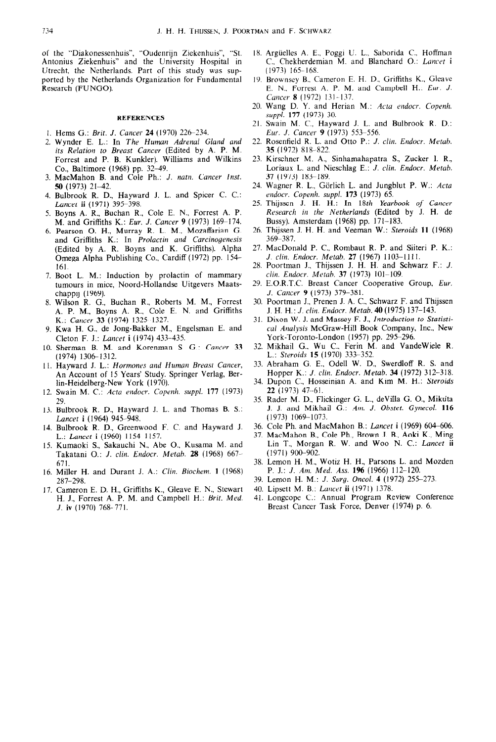of the "Diakonessenhuis", "Oudenrijn Ziekenhuis", "St. Antonius Ziekenhuis" and the University Hospital in Utrecht, the Netherlands. Part of this study was supported by the Netherlands Organization for Fundamental Research (FUNGO).

## REFERENCES

1. Hems G.: *Brit. J. Cancer* **24** (1970) 226–234.
2. Wynder E. L.: In *The Human Adrenal Gland and its Relation to Breast Cancer* (Edited by A. P. M. Forrest and P. B. Kunkler). Williams and Wilkins Co., Baltimore (1968) pp. 32–49.
3. MacMahon B. and Cole Ph.: *J. natn. Cancer Inst.* **50** (1973) 21–42.
4. Bulbrook R. D., Hayward J. L. and Spicer C. C.: *Lancet* **ii** (1971) 395–398.
5. Boyns A. R., Buchan R., Cole E. N., Forrest A. P. M. and Griffiths K.: *Eur. J. Cancer* **9** (1973) 169–174.
6. Pearson O. H., Murray R. L. M., Mozaffarian G. and Griffiths K.: In *Prolactin and Carcinogenesis* (Edited by A. R. Boyns and K. Griffiths). Alpha Omega Alpha Publishing Co., Cardiff (1972) pp. 154–161.
7. Boot L. M.: Induction by prolactin of mammary tumours in mice, Noord-Hollandse Uitgevers Maatschappij (1969).
8. Wilson R. G., Buchan R., Roberts M. M., Forrest A. P. M., Boyns A. R., Cole E. N. and Griffiths K.: *Cancer* **33** (1974) 1325–1327.
9. Kwa H. G., de Jong-Bakker M., Engelsman E. and Cleton F. J.: *Lancet* **i** (1974) 433–435.
10. Sherman B. M. and Korenman S. G.: *Cancer* **33** (1974) 1306–1312.
11. Hayward J. L.: *Hormones and Human Breast Cancer*, An Account of 15 Years' Study. Springer Verlag, Berlin-Heidelberg-New York (1970).
12. Swain M. C.: *Acta endocr. Copenh. suppl.* **177** (1973) 29.
13. Bulbrook R. D., Hayward J. L. and Thomas B. S.: *Lancet* **i** (1964) 945–948.
14. Bulbrook R. D., Greenwood F. C. and Hayward J. L.: *Lancet* **i** (1960) 1154–1157.
15. Kumaoki S., Sakauchi N., Abe O., Kusama M. and Takatani O.: *J. clin. Endocr. Metab.* **28** (1968) 667–671.
16. Miller H. and Durant J. A.: *Clin. Biochem.* **1** (1968) 287–298.
17. Cameron E. D. H., Griffiths K., Gleave E. N., Stewart H. J., Forrest A. P. M. and Campbell H.: *Brit. Med. J.* **iv** (1970) 768–771.
18. Argüelles A. E., Poggi U. L., Saborida C., Hoffman C., Chekherdemian M. and Blanchard O.: *Lancet* **i** (1973) 165–168.
19. Brownsey B., Cameron E. H. D., Griffiths K., Gleave E. N., Forrest A. P. M. and Campbell H.: *Eur. J. Cancer* **8** (1972) 131–137.
20. Wang D. Y. and Herian M.: *Acta endocr. Copenh. suppl.* **177** (1973) 30.
21. Swain M. C., Hayward J. L. and Bulbrook R. D.: *Eur. J. Cancer* **9** (1973) 553–556.
22. Rosenfield R. L. and Otto P.: *J. clin. Endocr. Metab.* **35** (1972) 818–822.
23. Kirschner M. A., Sinhamahapatra S., Zucker I. R., Loriaux L. and Nieschlag E.: *J. clin. Endocr. Metab.* **37** (1973) 183–189.
24. Wagner R. L., Görlich L. and Jungblut P. W.: *Acta endocr. Copenh. suppl.* **173** (1973) 65.
25. Thijssen J. H. H.: In *18th Yearbook of Cancer Research in the Netherlands* (Edited by J. H. de Bussy). Amsterdam (1968) pp. 171–183.
26. Thijssen J. H. H. and Veeman W.: *Steroids* **11** (1968) 369–387.
27. MacDonald P. C., Rombaut R. P. and Siiteri P. K.: *J. clin. Endocr. Metab.* **27** (1967) 1103–1111.
28. Poortman J., Thijssen J. H. H. and Schwarz F.: *J. clin. Endocr. Metab.* **37** (1973) 101–109.
29. E.O.R.T.C. Breast Cancer Cooperative Group, *Eur. J. Cancer* **9** (1973) 379–381.
30. Poortman J., Prenen J. A. C., Schwarz F. and Thijssen J. H. H.: *J. clin. Endocr. Metab.* **40** (1975) 137–143.
31. Dixon W. J. and Massey F. J., *Introduction to Statistical Analysis* McGraw-Hill Book Company, Inc., New York-Toronto-London (1957) pp. 295–296.
32. Mikhail G., Wu C., Ferin M. and VandeWiele R. L.: *Steroids* **15** (1970) 333–352.
33. Abraham G. E., Odell W. D., Swerdloff R. S. and Hopper K.: *J. clin. Endocr. Metab.* **34** (1972) 312–318.
34. Dupon C., Hosseinian A. and Kim M. H.: *Steroids* **22** (1973) 47–61.
35. Rader M. D., Flickinger G. L., deVilla G. O., Mikuta J. J. and Mikhail G.: *Am. J. Obstet. Gynecol.* **116** (1973) 1069–1073.
36. Cole Ph. and MacMahon B.: *Lancet* **i** (1969) 604–606.
37. MacMahon B., Cole Ph., Brown J. B., Aoki K., Ming Lin T., Morgan R. W. and Woo N. C.: *Lancet* **ii** (1971) 900–902.
38. Lemon H. M., Wotiz H. H., Parsons L. and Mozden P. J.: *J. Am. Med. Ass.* **196** (1966) 112–120.
39. Lemon H. M.: *J. Surg. Oncol.* **4** (1972) 255–273.
40. Lipsett M. B.: *Lancet* **ii** (1971) 1378.
41. Longcope C.: Annual Program Review Conference Breast Cancer Task Force, Denver (1974) p. 6.